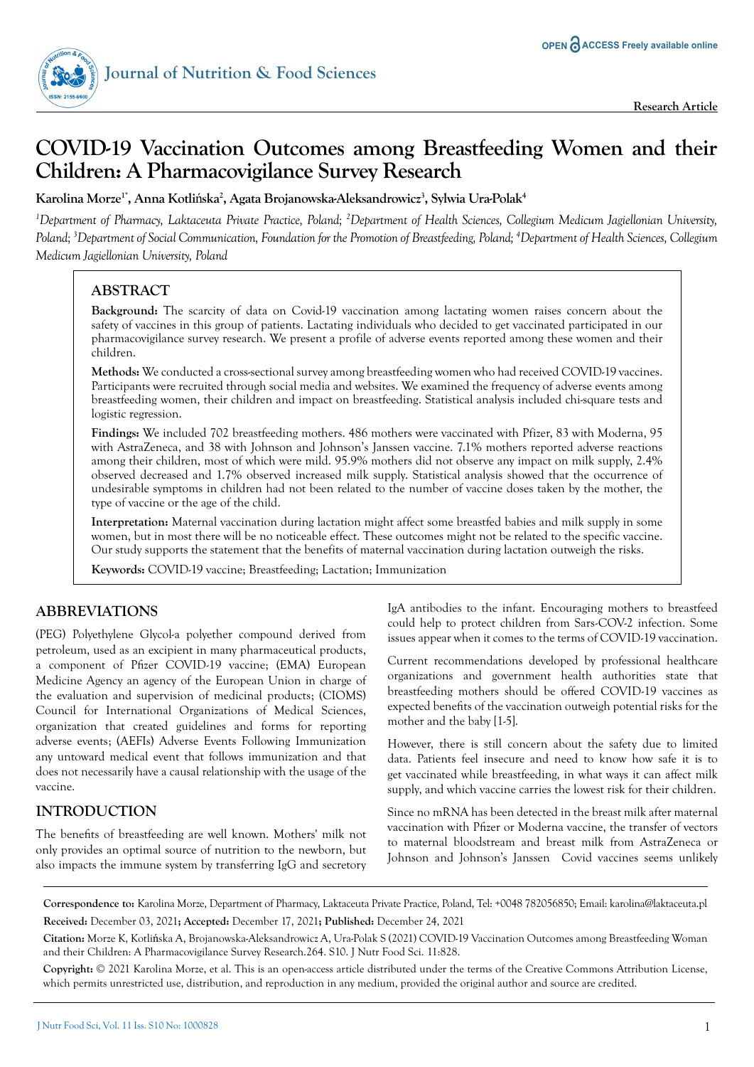# COVID-19 Vaccination Outcomes among Breastfeeding Women and their Children: A Pharmacovigilance Survey Research

**Karolina Morze[1*], Anna Kotlińska[2], Agata Brojanowska-Aleksandrowicz[3], Sylwia Ura-Polak[4]**

*[1]Department of Pharmacy, Laktaceuta Private Practice, Poland; [2]Department of Health Sciences, Collegium Medicum Jagiellonian University, Poland; [3]Department of Social Communication, Foundation for the Promotion of Breastfeeding, Poland; [4]Department of Health Sciences, Collegium Medicum Jagiellonian University, Poland*

## ABSTRACT

**Background:** The scarcity of data on Covid-19 vaccination among lactating women raises concern about the safety of vaccines in this group of patients. Lactating individuals who decided to get vaccinated participated in our pharmacovigilance survey research. We present a profile of adverse events reported among these women and their children.

**Methods:** We conducted a cross-sectional survey among breastfeeding women who had received COVID-19 vaccines. Participants were recruited through social media and websites. We examined the frequency of adverse events among breastfeeding women, their children and impact on breastfeeding. Statistical analysis included chi-square tests and logistic regression.

**Findings:** We included 702 breastfeeding mothers. 486 mothers were vaccinated with Pfizer, 83 with Moderna, 95 with AstraZeneca, and 38 with Johnson and Johnson's Janssen vaccine. 7.1% mothers reported adverse reactions among their children, most of which were mild. 95.9% mothers did not observe any impact on milk supply, 2.4% observed decreased and 1.7% observed increased milk supply. Statistical analysis showed that the occurrence of undesirable symptoms in children had not been related to the number of vaccine doses taken by the mother, the type of vaccine or the age of the child.

**Interpretation:** Maternal vaccination during lactation might affect some breastfed babies and milk supply in some women, but in most there will be no noticeable effect. These outcomes might not be related to the specific vaccine. Our study supports the statement that the benefits of maternal vaccination during lactation outweigh the risks.

**Keywords:** COVID-19 vaccine; Breastfeeding; Lactation; Immunization

## ABBREVIATIONS

(PEG) Polyethylene Glycol-a polyether compound derived from petroleum, used as an excipient in many pharmaceutical products, a component of Pfizer COVID-19 vaccine; (EMA) European Medicine Agency an agency of the European Union in charge of the evaluation and supervision of medicinal products; (CIOMS) Council for International Organizations of Medical Sciences, organization that created guidelines and forms for reporting adverse events; (AEFIs) Adverse Events Following Immunization any untoward medical event that follows immunization and that does not necessarily have a causal relationship with the usage of the vaccine.

## INTRODUCTION

The benefits of breastfeeding are well known. Mothers' milk not only provides an optimal source of nutrition to the newborn, but also impacts the immune system by transferring IgG and secretory IgA antibodies to the infant. Encouraging mothers to breastfeed could help to protect children from Sars-COV-2 infection. Some issues appear when it comes to the terms of COVID-19 vaccination.

Current recommendations developed by professional healthcare organizations and government health authorities state that breastfeeding mothers should be offered COVID-19 vaccines as expected benefits of the vaccination outweigh potential risks for the mother and the baby [1-5].

However, there is still concern about the safety due to limited data. Patients feel insecure and need to know how safe it is to get vaccinated while breastfeeding, in what ways it can affect milk supply, and which vaccine carries the lowest risk for their children.

Since no mRNA has been detected in the breast milk after maternal vaccination with Pfizer or Moderna vaccine, the transfer of vectors to maternal bloodstream and breast milk from AstraZeneca or Johnson and Johnson's Janssen Covid vaccines seems unlikely

**Correspondence to:** Karolina Morze, Department of Pharmacy, Laktaceuta Private Practice, Poland, Tel: +0048 782056850; Email: karolina@laktaceuta.pl

**Received:** December 03, 2021**; Accepted:** December 17, 2021**; Published:** December 24, 2021

**Citation:** Morze K, Kotlińska A, Brojanowska-Aleksandrowicz A, Ura-Polak S (2021) COVID-19 Vaccination Outcomes among Breastfeeding Woman and their Children: A Pharmacovigilance Survey Research.264. S10. J Nutr Food Sci. 11:828.

**Copyright:** © 2021 Karolina Morze, et al. This is an open-access article distributed under the terms of the Creative Commons Attribution License, which permits unrestricted use, distribution, and reproduction in any medium, provided the original author and source are credited.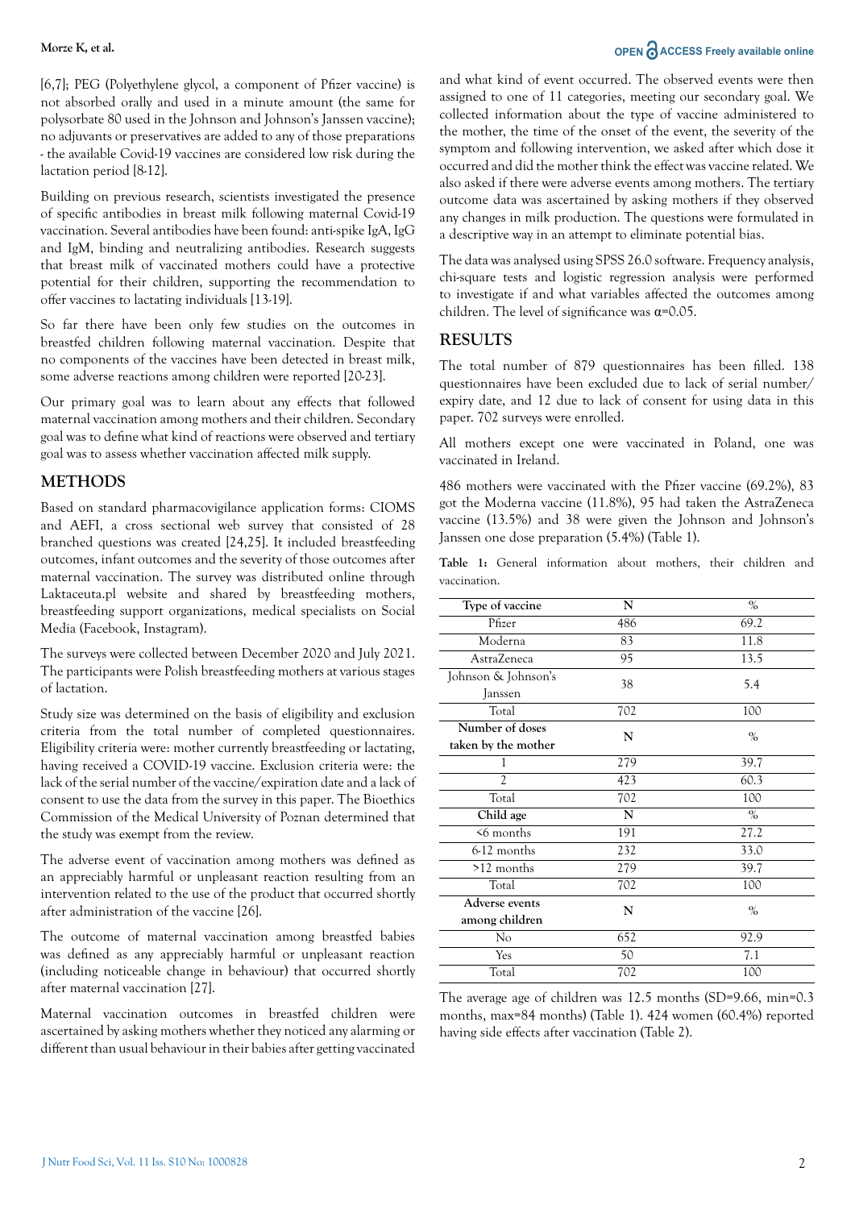[6,7]; PEG (Polyethylene glycol, a component of Pfizer vaccine) is not absorbed orally and used in a minute amount (the same for polysorbate 80 used in the Johnson and Johnson's Janssen vaccine); no adjuvants or preservatives are added to any of those preparations - the available Covid-19 vaccines are considered low risk during the lactation period [8-12].

Building on previous research, scientists investigated the presence of specific antibodies in breast milk following maternal Covid-19 vaccination. Several antibodies have been found: anti-spike IgA, IgG and IgM, binding and neutralizing antibodies. Research suggests that breast milk of vaccinated mothers could have a protective potential for their children, supporting the recommendation to offer vaccines to lactating individuals [13-19].

So far there have been only few studies on the outcomes in breastfed children following maternal vaccination. Despite that no components of the vaccines have been detected in breast milk, some adverse reactions among children were reported [20-23].

Our primary goal was to learn about any effects that followed maternal vaccination among mothers and their children. Secondary goal was to define what kind of reactions were observed and tertiary goal was to assess whether vaccination affected milk supply.

## METHODS

Based on standard pharmacovigilance application forms: CIOMS and AEFI, a cross sectional web survey that consisted of 28 branched questions was created [24,25]. It included breastfeeding outcomes, infant outcomes and the severity of those outcomes after maternal vaccination. The survey was distributed online through Laktaceuta.pl website and shared by breastfeeding mothers, breastfeeding support organizations, medical specialists on Social Media (Facebook, Instagram).

The surveys were collected between December 2020 and July 2021. The participants were Polish breastfeeding mothers at various stages of lactation.

Study size was determined on the basis of eligibility and exclusion criteria from the total number of completed questionnaires. Eligibility criteria were: mother currently breastfeeding or lactating, having received a COVID-19 vaccine. Exclusion criteria were: the lack of the serial number of the vaccine/expiration date and a lack of consent to use the data from the survey in this paper. The Bioethics Commission of the Medical University of Poznan determined that the study was exempt from the review.

The adverse event of vaccination among mothers was defined as an appreciably harmful or unpleasant reaction resulting from an intervention related to the use of the product that occurred shortly after administration of the vaccine [26].

The outcome of maternal vaccination among breastfed babies was defined as any appreciably harmful or unpleasant reaction (including noticeable change in behaviour) that occurred shortly after maternal vaccination [27].

Maternal vaccination outcomes in breastfed children were ascertained by asking mothers whether they noticed any alarming or different than usual behaviour in their babies after getting vaccinated and what kind of event occurred. The observed events were then assigned to one of 11 categories, meeting our secondary goal. We collected information about the type of vaccine administered to the mother, the time of the onset of the event, the severity of the symptom and following intervention, we asked after which dose it occurred and did the mother think the effect was vaccine related. We also asked if there were adverse events among mothers. The tertiary outcome data was ascertained by asking mothers if they observed any changes in milk production. The questions were formulated in a descriptive way in an attempt to eliminate potential bias.

The data was analysed using SPSS 26.0 software. Frequency analysis, chi-square tests and logistic regression analysis were performed to investigate if and what variables affected the outcomes among children. The level of significance was $\alpha=0.05$.

## RESULTS

The total number of 879 questionnaires has been filled. 138 questionnaires have been excluded due to lack of serial number/ expiry date, and 12 due to lack of consent for using data in this paper. 702 surveys were enrolled.

All mothers except one were vaccinated in Poland, one was vaccinated in Ireland.

486 mothers were vaccinated with the Pfizer vaccine (69.2%), 83 got the Moderna vaccine (11.8%), 95 had taken the AstraZeneca vaccine (13.5%) and 38 were given the Johnson and Johnson's Janssen one dose preparation (5.4%) (Table 1).

**Table 1:** General information about mothers, their children and vaccination.

| Type of vaccine | N | % |
|---|---|---|
| Pfizer | 486 | 69.2 |
| Moderna | 83 | 11.8 |
| AstraZeneca | 95 | 13.5 |
| Johnson & Johnson's Janssen | 38 | 5.4 |
| Total | 702 | 100 |
| **Number of doses taken by the mother** | **N** | **%** |
| 1 | 279 | 39.7 |
| 2 | 423 | 60.3 |
| Total | 702 | 100 |
| **Child age** | **N** | **%** |
| <6 months | 191 | 27.2 |
| 6-12 months | 232 | 33.0 |
| >12 months | 279 | 39.7 |
| Total | 702 | 100 |
| **Adverse events among children** | **N** | **%** |
| No | 652 | 92.9 |
| Yes | 50 | 7.1 |
| Total | 702 | 100 |

The average age of children was 12.5 months (SD=9.66, min=0.3 months, max=84 months) (Table 1). 424 women (60.4%) reported having side effects after vaccination (Table 2).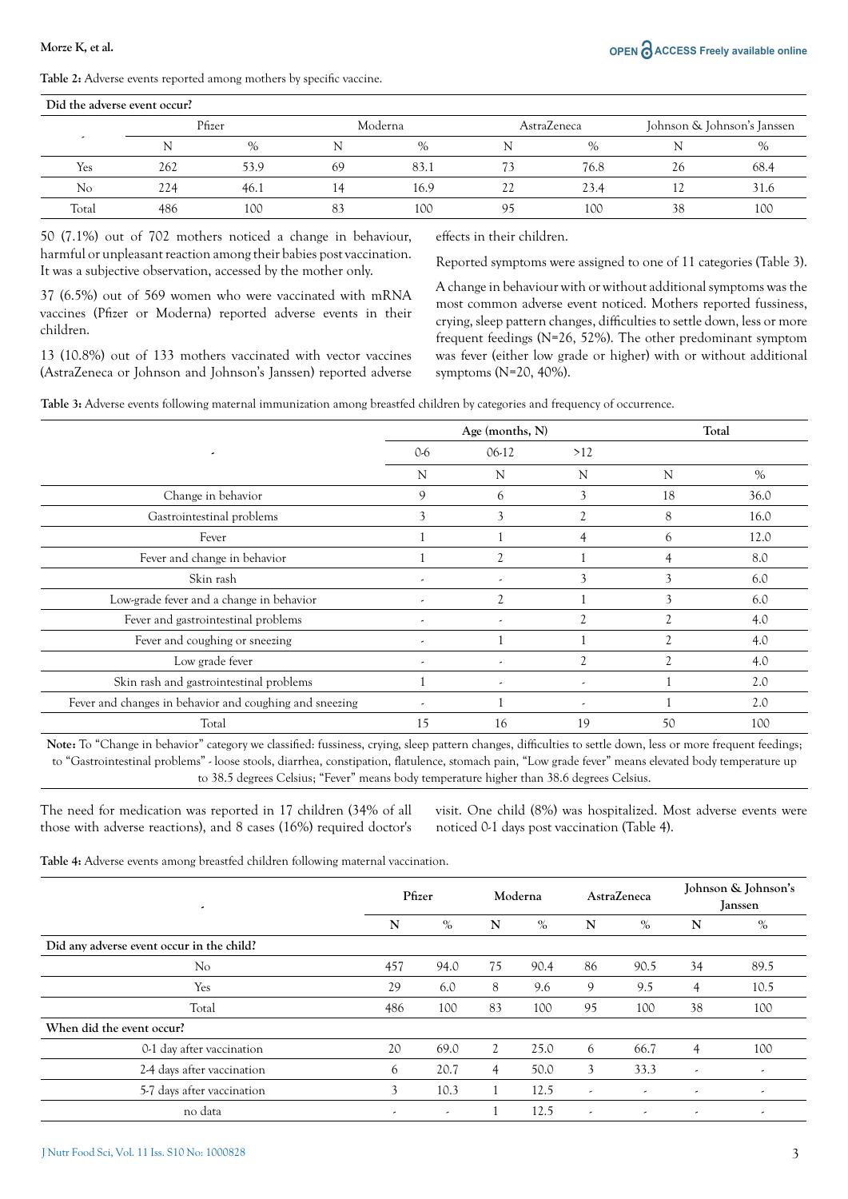**Table 2:** Adverse events reported among mothers by specific vaccine.

| Did the adverse event occur? | | | | | | | | |
|---|---|---|---|---|---|---|---|---|
| - | Pfizer | | Moderna | | AstraZeneca | | Johnson & Johnson's Janssen | |
| | N | % | N | % | N | % | N | % |
| Yes | 262 | 53.9 | 69 | 83.1 | 73 | 76.8 | 26 | 68.4 |
| No | 224 | 46.1 | 14 | 16.9 | 22 | 23.4 | 12 | 31.6 |
| Total | 486 | 100 | 83 | 100 | 95 | 100 | 38 | 100 |

50 (7.1%) out of 702 mothers noticed a change in behaviour, harmful or unpleasant reaction among their babies post vaccination. It was a subjective observation, accessed by the mother only.

37 (6.5%) out of 569 women who were vaccinated with mRNA vaccines (Pfizer or Moderna) reported adverse events in their children.

13 (10.8%) out of 133 mothers vaccinated with vector vaccines (AstraZeneca or Johnson and Johnson's Janssen) reported adverse effects in their children.

Reported symptoms were assigned to one of 11 categories (Table 3).

A change in behaviour with or without additional symptoms was the most common adverse event noticed. Mothers reported fussiness, crying, sleep pattern changes, difficulties to settle down, less or more frequent feedings (N=26, 52%). The other predominant symptom was fever (either low grade or higher) with or without additional symptoms (N=20, 40%).

**Table 3:** Adverse events following maternal immunization among breastfed children by categories and frequency of occurrence.

| - | Age (months, N) | | | Total | |
|---|---|---|---|---|---|
| | 0-6 | 06-12 | >12 | | |
| | N | N | N | N | % |
| Change in behavior | 9 | 6 | 3 | 18 | 36.0 |
| Gastrointestinal problems | 3 | 3 | 2 | 8 | 16.0 |
| Fever | 1 | 1 | 4 | 6 | 12.0 |
| Fever and change in behavior | 1 | 2 | 1 | 4 | 8.0 |
| Skin rash | - | - | 3 | 3 | 6.0 |
| Low-grade fever and a change in behavior | - | 2 | 1 | 3 | 6.0 |
| Fever and gastrointestinal problems | - | - | 2 | 2 | 4.0 |
| Fever and coughing or sneezing | - | 1 | 1 | 2 | 4.0 |
| Low grade fever | - | - | 2 | 2 | 4.0 |
| Skin rash and gastrointestinal problems | 1 | - | - | 1 | 2.0 |
| Fever and changes in behavior and coughing and sneezing | - | 1 | - | 1 | 2.0 |
| Total | 15 | 16 | 19 | 50 | 100 |

**Note:** To "Change in behavior" category we classified: fussiness, crying, sleep pattern changes, difficulties to settle down, less or more frequent feedings; to "Gastrointestinal problems" - loose stools, diarrhea, constipation, flatulence, stomach pain, "Low grade fever" means elevated body temperature up to 38.5 degrees Celsius; "Fever" means body temperature higher than 38.6 degrees Celsius.

The need for medication was reported in 17 children (34% of all those with adverse reactions), and 8 cases (16%) required doctor's visit. One child (8%) was hospitalized. Most adverse events were noticed 0-1 days post vaccination (Table 4).

**Table 4:** Adverse events among breastfed children following maternal vaccination.

| - | Pfizer | | Moderna | | AstraZeneca | | Johnson & Johnson's Janssen | |
|---|---|---|---|---|---|---|---|---|
| | **N** | **%** | **N** | **%** | **N** | **%** | **N** | **%** |
| **Did any adverse event occur in the child?** | | | | | | | | |
| No | 457 | 94.0 | 75 | 90.4 | 86 | 90.5 | 34 | 89.5 |
| Yes | 29 | 6.0 | 8 | 9.6 | 9 | 9.5 | 4 | 10.5 |
| Total | 486 | 100 | 83 | 100 | 95 | 100 | 38 | 100 |
| **When did the event occur?** | | | | | | | | |
| 0-1 day after vaccination | 20 | 69.0 | 2 | 25.0 | 6 | 66.7 | 4 | 100 |
| 2-4 days after vaccination | 6 | 20.7 | 4 | 50.0 | 3 | 33.3 | - | - |
| 5-7 days after vaccination | 3 | 10.3 | 1 | 12.5 | - | - | - | - |
| no data | - | - | 1 | 12.5 | - | - | - | - |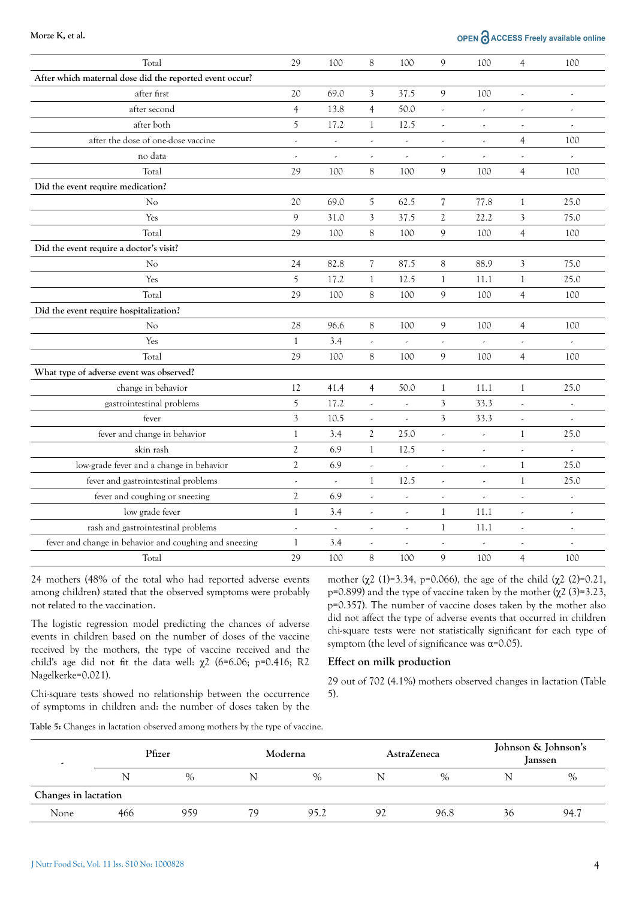| | | | | | | | | |
|---|---|---|---|---|---|---|---|---|
| Total | 29 | 100 | 8 | 100 | 9 | 100 | 4 | 100 |
| **After which maternal dose did the reported event occur?** | | | | | | | | |
| after first | 20 | 69.0 | 3 | 37.5 | 9 | 100 | - | - |
| after second | 4 | 13.8 | 4 | 50.0 | - | - | - | - |
| after both | 5 | 17.2 | 1 | 12.5 | - | - | - | - |
| after the dose of one-dose vaccine | - | - | - | - | - | - | 4 | 100 |
| no data | - | - | - | - | - | - | - | - |
| Total | 29 | 100 | 8 | 100 | 9 | 100 | 4 | 100 |
| **Did the event require medication?** | | | | | | | | |
| No | 20 | 69.0 | 5 | 62.5 | 7 | 77.8 | 1 | 25.0 |
| Yes | 9 | 31.0 | 3 | 37.5 | 2 | 22.2 | 3 | 75.0 |
| Total | 29 | 100 | 8 | 100 | 9 | 100 | 4 | 100 |
| **Did the event require a doctor's visit?** | | | | | | | | |
| No | 24 | 82.8 | 7 | 87.5 | 8 | 88.9 | 3 | 75.0 |
| Yes | 5 | 17.2 | 1 | 12.5 | 1 | 11.1 | 1 | 25.0 |
| Total | 29 | 100 | 8 | 100 | 9 | 100 | 4 | 100 |
| **Did the event require hospitalization?** | | | | | | | | |
| No | 28 | 96.6 | 8 | 100 | 9 | 100 | 4 | 100 |
| Yes | 1 | 3.4 | - | - | - | - | - | - |
| Total | 29 | 100 | 8 | 100 | 9 | 100 | 4 | 100 |
| **What type of adverse event was observed?** | | | | | | | | |
| change in behavior | 12 | 41.4 | 4 | 50.0 | 1 | 11.1 | 1 | 25.0 |
| gastrointestinal problems | 5 | 17.2 | - | - | 3 | 33.3 | - | - |
| fever | 3 | 10.5 | - | - | 3 | 33.3 | - | - |
| fever and change in behavior | 1 | 3.4 | 2 | 25.0 | - | - | 1 | 25.0 |
| skin rash | 2 | 6.9 | 1 | 12.5 | - | - | - | - |
| low-grade fever and a change in behavior | 2 | 6.9 | - | - | - | - | 1 | 25.0 |
| fever and gastrointestinal problems | - | - | 1 | 12.5 | - | - | 1 | 25.0 |
| fever and coughing or sneezing | 2 | 6.9 | - | - | - | - | - | - |
| low grade fever | 1 | 3.4 | - | - | 1 | 11.1 | - | - |
| rash and gastrointestinal problems | - | - | - | - | 1 | 11.1 | - | - |
| fever and change in behavior and coughing and sneezing | 1 | 3.4 | - | - | - | - | - | - |
| Total | 29 | 100 | 8 | 100 | 9 | 100 | 4 | 100 |

24 mothers (48% of the total who had reported adverse events among children) stated that the observed symptoms were probably not related to the vaccination.

The logistic regression model predicting the chances of adverse events in children based on the number of doses of the vaccine received by the mothers, the type of vaccine received and the child's age did not fit the data well: $\chi^2$ (6=6.06; p=0.416; R2 Nagelkerke=0.021).

Chi-square tests showed no relationship between the occurrence of symptoms in children and: the number of doses taken by the mother ($\chi^2$ (1)=3.34, p=0.066), the age of the child ($\chi^2$ (2)=0.21, p=0.899) and the type of vaccine taken by the mother ($\chi^2$ (3)=3.23, p=0.357). The number of vaccine doses taken by the mother also did not affect the type of adverse events that occurred in children chi-square tests were not statistically significant for each type of symptom (the level of significance was $\alpha$=0.05).

### Effect on milk production

29 out of 702 (4.1%) mothers observed changes in lactation (Table 5).

**Table 5:** Changes in lactation observed among mothers by the type of vaccine.

| - | Pfizer | | Moderna | | AstraZeneca | | Johnson & Johnson's Janssen | |
|---|---|---|---|---|---|---|---|---|
| | N | % | N | % | N | % | N | % |
| **Changes in lactation** | | | | | | | | |
| None | 466 | 959 | 79 | 95.2 | 92 | 96.8 | 36 | 94.7 |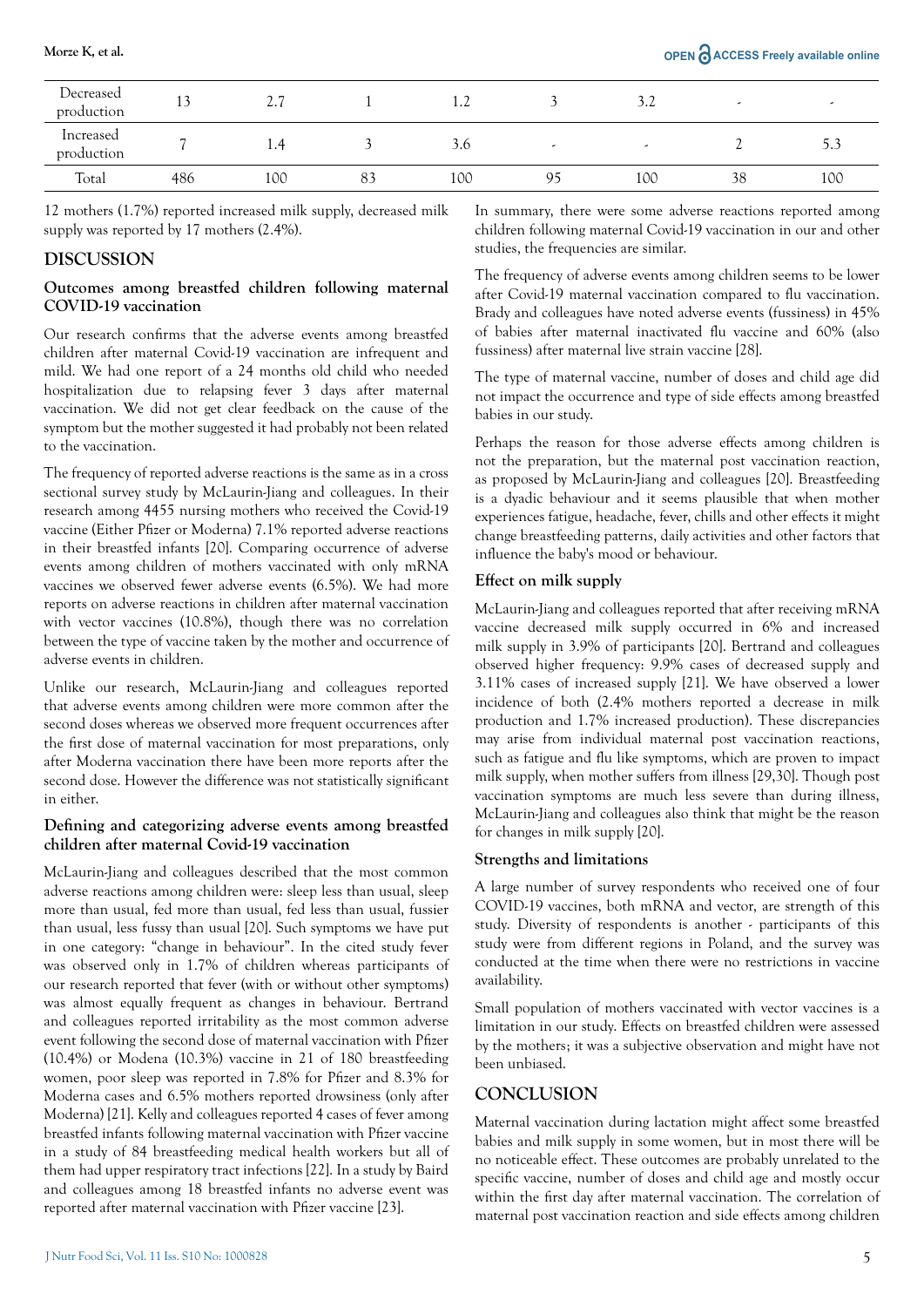| Decreased production | 13 | 2.7 | 1 | 1.2 | 3 | 3.2 | - | - |
|---|---|---|---|---|---|---|---|---|
| Increased production | 7 | 1.4 | 3 | 3.6 | - | - | 2 | 5.3 |
| Total | 486 | 100 | 83 | 100 | 95 | 100 | 38 | 100 |

12 mothers (1.7%) reported increased milk supply, decreased milk supply was reported by 17 mothers (2.4%).

## DISCUSSION

### Outcomes among breastfed children following maternal COVID-19 vaccination

Our research confirms that the adverse events among breastfed children after maternal Covid-19 vaccination are infrequent and mild. We had one report of a 24 months old child who needed hospitalization due to relapsing fever 3 days after maternal vaccination. We did not get clear feedback on the cause of the symptom but the mother suggested it had probably not been related to the vaccination.

The frequency of reported adverse reactions is the same as in a cross sectional survey study by McLaurin-Jiang and colleagues. In their research among 4455 nursing mothers who received the Covid-19 vaccine (Either Pfizer or Moderna) 7.1% reported adverse reactions in their breastfed infants [20]. Comparing occurrence of adverse events among children of mothers vaccinated with only mRNA vaccines we observed fewer adverse events (6.5%). We had more reports on adverse reactions in children after maternal vaccination with vector vaccines (10.8%), though there was no correlation between the type of vaccine taken by the mother and occurrence of adverse events in children.

Unlike our research, McLaurin-Jiang and colleagues reported that adverse events among children were more common after the second doses whereas we observed more frequent occurrences after the first dose of maternal vaccination for most preparations, only after Moderna vaccination there have been more reports after the second dose. However the difference was not statistically significant in either.

### Defining and categorizing adverse events among breastfed children after maternal Covid-19 vaccination

McLaurin-Jiang and colleagues described that the most common adverse reactions among children were: sleep less than usual, sleep more than usual, fed more than usual, fed less than usual, fussier than usual, less fussy than usual [20]. Such symptoms we have put in one category: "change in behaviour". In the cited study fever was observed only in 1.7% of children whereas participants of our research reported that fever (with or without other symptoms) was almost equally frequent as changes in behaviour. Bertrand and colleagues reported irritability as the most common adverse event following the second dose of maternal vaccination with Pfizer (10.4%) or Modena (10.3%) vaccine in 21 of 180 breastfeeding women, poor sleep was reported in 7.8% for Pfizer and 8.3% for Moderna cases and 6.5% mothers reported drowsiness (only after Moderna) [21]. Kelly and colleagues reported 4 cases of fever among breastfed infants following maternal vaccination with Pfizer vaccine in a study of 84 breastfeeding medical health workers but all of them had upper respiratory tract infections [22]. In a study by Baird and colleagues among 18 breastfed infants no adverse event was reported after maternal vaccination with Pfizer vaccine [23].

In summary, there were some adverse reactions reported among children following maternal Covid-19 vaccination in our and other studies, the frequencies are similar.

The frequency of adverse events among children seems to be lower after Covid-19 maternal vaccination compared to flu vaccination. Brady and colleagues have noted adverse events (fussiness) in 45% of babies after maternal inactivated flu vaccine and 60% (also fussiness) after maternal live strain vaccine [28].

The type of maternal vaccine, number of doses and child age did not impact the occurrence and type of side effects among breastfed babies in our study.

Perhaps the reason for those adverse effects among children is not the preparation, but the maternal post vaccination reaction, as proposed by McLaurin-Jiang and colleagues [20]. Breastfeeding is a dyadic behaviour and it seems plausible that when mother experiences fatigue, headache, fever, chills and other effects it might change breastfeeding patterns, daily activities and other factors that influence the baby's mood or behaviour.

### Effect on milk supply

McLaurin-Jiang and colleagues reported that after receiving mRNA vaccine decreased milk supply occurred in 6% and increased milk supply in 3.9% of participants [20]. Bertrand and colleagues observed higher frequency: 9.9% cases of decreased supply and 3.11% cases of increased supply [21]. We have observed a lower incidence of both (2.4% mothers reported a decrease in milk production and 1.7% increased production). These discrepancies may arise from individual maternal post vaccination reactions, such as fatigue and flu like symptoms, which are proven to impact milk supply, when mother suffers from illness [29,30]. Though post vaccination symptoms are much less severe than during illness, McLaurin-Jiang and colleagues also think that might be the reason for changes in milk supply [20].

### Strengths and limitations

A large number of survey respondents who received one of four COVID-19 vaccines, both mRNA and vector, are strength of this study. Diversity of respondents is another - participants of this study were from different regions in Poland, and the survey was conducted at the time when there were no restrictions in vaccine availability.

Small population of mothers vaccinated with vector vaccines is a limitation in our study. Effects on breastfed children were assessed by the mothers; it was a subjective observation and might have not been unbiased.

## CONCLUSION

Maternal vaccination during lactation might affect some breastfed babies and milk supply in some women, but in most there will be no noticeable effect. These outcomes are probably unrelated to the specific vaccine, number of doses and child age and mostly occur within the first day after maternal vaccination. The correlation of maternal post vaccination reaction and side effects among children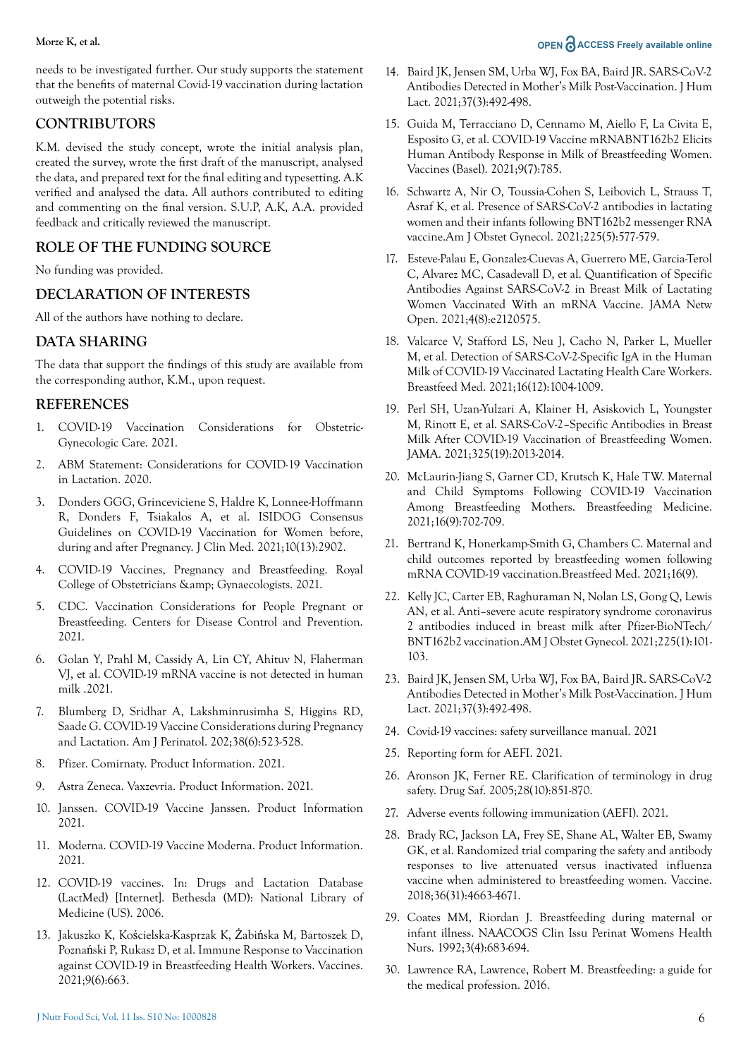needs to be investigated further. Our study supports the statement that the benefits of maternal Covid-19 vaccination during lactation outweigh the potential risks.

## CONTRIBUTORS

K.M. devised the study concept, wrote the initial analysis plan, created the survey, wrote the first draft of the manuscript, analysed the data, and prepared text for the final editing and typesetting. A.K verified and analysed the data. All authors contributed to editing and commenting on the final version. S.U.P, A.K, A.A. provided feedback and critically reviewed the manuscript.

## ROLE OF THE FUNDING SOURCE

No funding was provided.

## DECLARATION OF INTERESTS

All of the authors have nothing to declare.

## DATA SHARING

The data that support the findings of this study are available from the corresponding author, K.M., upon request.

## REFERENCES

1. COVID-19 Vaccination Considerations for Obstetric-Gynecologic Care. 2021.
2. ABM Statement: Considerations for COVID-19 Vaccination in Lactation. 2020.
3. Donders GGG, Grinceviciene S, Haldre K, Lonnee-Hoffmann R, Donders F, Tsiakalos A, et al. ISIDOG Consensus Guidelines on COVID-19 Vaccination for Women before, during and after Pregnancy. J Clin Med. 2021;10(13):2902.
4. COVID-19 Vaccines, Pregnancy and Breastfeeding. Royal College of Obstetricians &amp; Gynaecologists. 2021.
5. CDC. Vaccination Considerations for People Pregnant or Breastfeeding. Centers for Disease Control and Prevention. 2021.
6. Golan Y, Prahl M, Cassidy A, Lin CY, Ahituv N, Flaherman VJ, et al. COVID-19 mRNA vaccine is not detected in human milk .2021.
7. Blumberg D, Sridhar A, Lakshminrusimha S, Higgins RD, Saade G. COVID-19 Vaccine Considerations during Pregnancy and Lactation. Am J Perinatol. 202;38(6):523-528.
8. Pfizer. Comirnaty. Product Information. 2021.
9. Astra Zeneca. Vaxzevria. Product Information. 2021.
10. Janssen. COVID-19 Vaccine Janssen. Product Information 2021.
11. Moderna. COVID-19 Vaccine Moderna. Product Information. 2021.
12. COVID-19 vaccines. In: Drugs and Lactation Database (LactMed) [Internet]. Bethesda (MD): National Library of Medicine (US). 2006.
13. Jakuszko K, Kościelska-Kasprzak K, Żabińska M, Bartoszek D, Poznański P, Rukasz D, et al. Immune Response to Vaccination against COVID-19 in Breastfeeding Health Workers. Vaccines. 2021;9(6):663.
14. Baird JK, Jensen SM, Urba WJ, Fox BA, Baird JR. SARS-CoV-2 Antibodies Detected in Mother's Milk Post-Vaccination. J Hum Lact. 2021;37(3):492-498.
15. Guida M, Terracciano D, Cennamo M, Aiello F, La Civita E, Esposito G, et al. COVID-19 Vaccine mRNABNT162b2 Elicits Human Antibody Response in Milk of Breastfeeding Women. Vaccines (Basel). 2021;9(7):785.
16. Schwartz A, Nir O, Toussia-Cohen S, Leibovich L, Strauss T, Asraf K, et al. Presence of SARS-CoV-2 antibodies in lactating women and their infants following BNT162b2 messenger RNA vaccine.Am J Obstet Gynecol. 2021;225(5):577-579.
17. Esteve-Palau E, Gonzalez-Cuevas A, Guerrero ME, Garcia-Terol C, Alvarez MC, Casadevall D, et al. Quantification of Specific Antibodies Against SARS-CoV-2 in Breast Milk of Lactating Women Vaccinated With an mRNA Vaccine. JAMA Netw Open. 2021;4(8):e2120575.
18. Valcarce V, Stafford LS, Neu J, Cacho N, Parker L, Mueller M, et al. Detection of SARS-CoV-2-Specific IgA in the Human Milk of COVID-19 Vaccinated Lactating Health Care Workers. Breastfeed Med. 2021;16(12):1004-1009.
19. Perl SH, Uzan-Yulzari A, Klainer H, Asiskovich L, Youngster M, Rinott E, et al. SARS-CoV-2–Specific Antibodies in Breast Milk After COVID-19 Vaccination of Breastfeeding Women. JAMA. 2021;325(19):2013-2014.
20. McLaurin-Jiang S, Garner CD, Krutsch K, Hale TW. Maternal and Child Symptoms Following COVID-19 Vaccination Among Breastfeeding Mothers. Breastfeeding Medicine. 2021;16(9):702-709.
21. Bertrand K, Honerkamp-Smith G, Chambers C. Maternal and child outcomes reported by breastfeeding women following mRNA COVID-19 vaccination.Breastfeed Med. 2021;16(9).
22. Kelly JC, Carter EB, Raghuraman N, Nolan LS, Gong Q, Lewis AN, et al. Anti–severe acute respiratory syndrome coronavirus 2 antibodies induced in breast milk after Pfizer-BioNTech/BNT162b2 vaccination.AM J Obstet Gynecol. 2021;225(1):101-103.
23. Baird JK, Jensen SM, Urba WJ, Fox BA, Baird JR. SARS-CoV-2 Antibodies Detected in Mother's Milk Post-Vaccination. J Hum Lact. 2021;37(3):492-498.
24. Covid-19 vaccines: safety surveillance manual. 2021
25. Reporting form for AEFI. 2021.
26. Aronson JK, Ferner RE. Clarification of terminology in drug safety. Drug Saf. 2005;28(10):851-870.
27. Adverse events following immunization (AEFI). 2021.
28. Brady RC, Jackson LA, Frey SE, Shane AL, Walter EB, Swamy GK, et al. Randomized trial comparing the safety and antibody responses to live attenuated versus inactivated influenza vaccine when administered to breastfeeding women. Vaccine. 2018;36(31):4663-4671.
29. Coates MM, Riordan J. Breastfeeding during maternal or infant illness. NAACOGS Clin Issu Perinat Womens Health Nurs. 1992;3(4):683-694.
30. Lawrence RA, Lawrence, Robert M. Breastfeeding: a guide for the medical profession. 2016.